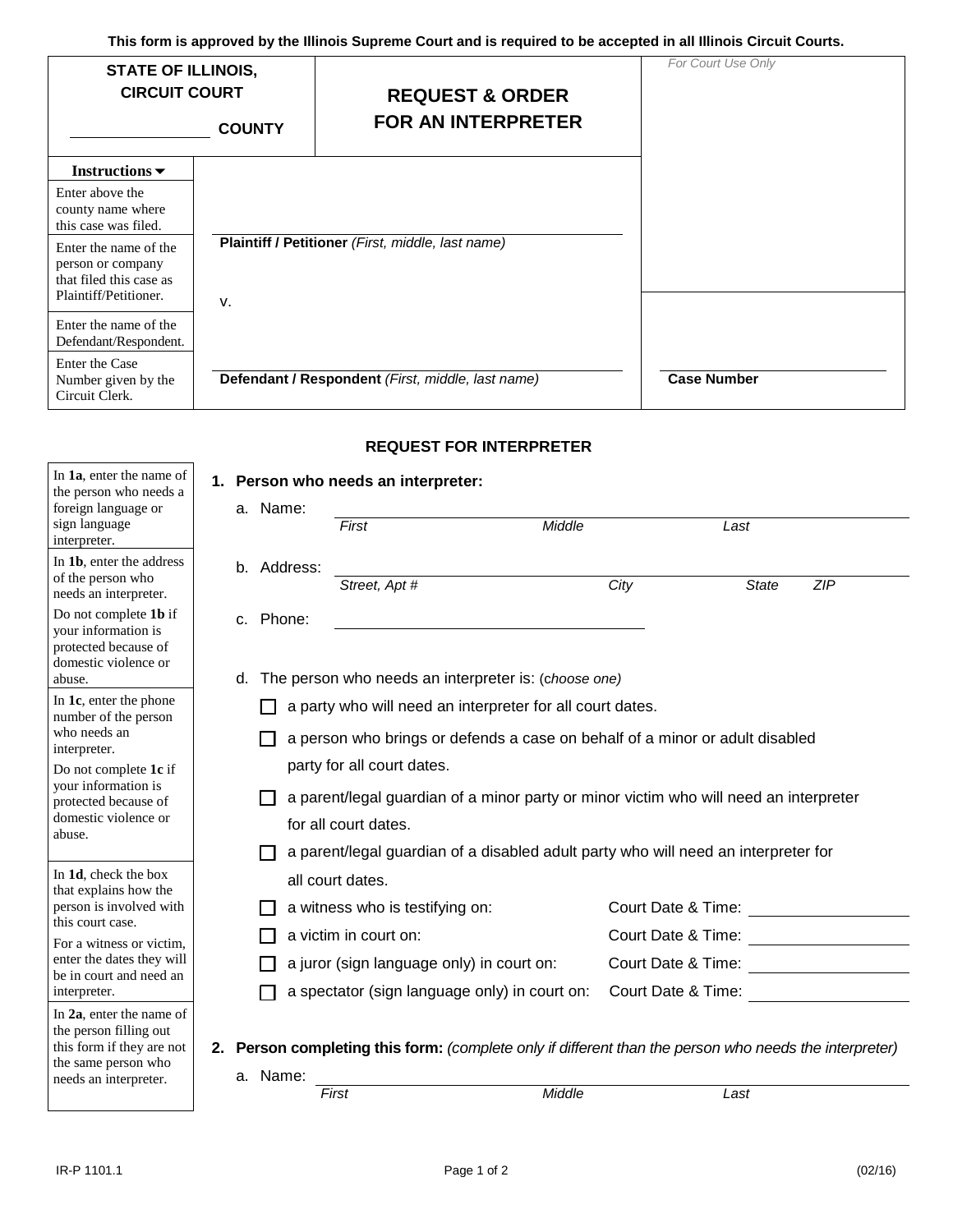This form is approved by the Illinois Supreme Court and is required to be accepted in all Illinois Circuit Courts.

| STATE OF ILLINOIS, CIRCUIT COURT ______ COUNTY | REQUEST & ORDER FOR AN INTERPRETER | For Court Use Only |
|---|---|---|

**Instructions**

| Instructions | | |
|---|---|---|
| Enter above the county name where this case was filed. | | |
| Enter the name of the person or company that filed this case as Plaintiff/Petitioner. | ______ **Plaintiff / Petitioner** *(First, middle, last name)* | |
| | v. | |
| Enter the name of the Defendant/Respondent. | | |
| Enter the Case Number given by the Circuit Clerk. | ______ **Defendant / Respondent** *(First, middle, last name)* | ______ **Case Number** |

## REQUEST FOR INTERPRETER

*In **1a**, enter the name of the person who needs a foreign language or sign language interpreter.*

*In **1b**, enter the address of the person who needs an interpreter. Do not complete **1b** if your information is protected because of domestic violence or abuse.*

*In **1c**, enter the phone number of the person who needs an interpreter. Do not complete **1c** if your information is protected because of domestic violence or abuse.*

*In **1d**, check the box that explains how the person is involved with this court case. For a witness or victim, enter the dates they will be in court and need an interpreter.*

*In **2a**, enter the name of the person filling out this form if they are not the same person who needs an interpreter.*

**1. Person who needs an interpreter:**

a. Name: ______ *First* ______ *Middle* ______ *Last*

b. Address: ______ *Street, Apt #* ______ *City* ______ *State* ______ *ZIP*

c. Phone: ______

d. The person who needs an interpreter is: *(choose one)*

- ☐ a party who will need an interpreter for all court dates.
- ☐ a person who brings or defends a case on behalf of a minor or adult disabled party for all court dates.
- ☐ a parent/legal guardian of a minor party or minor victim who will need an interpreter for all court dates.
- ☐ a parent/legal guardian of a disabled adult party who will need an interpreter for all court dates.
- ☐ a witness who is testifying on: Court Date & Time: ______
- ☐ a victim in court on: Court Date & Time: ______
- ☐ a juror (sign language only) in court on: Court Date & Time: ______
- ☐ a spectator (sign language only) in court on: Court Date & Time: ______

**2. Person completing this form:** *(complete only if different than the person who needs the interpreter)*

a. Name: ______ *First* ______ *Middle* ______ *Last*

IR-P 1101.1 (02/16)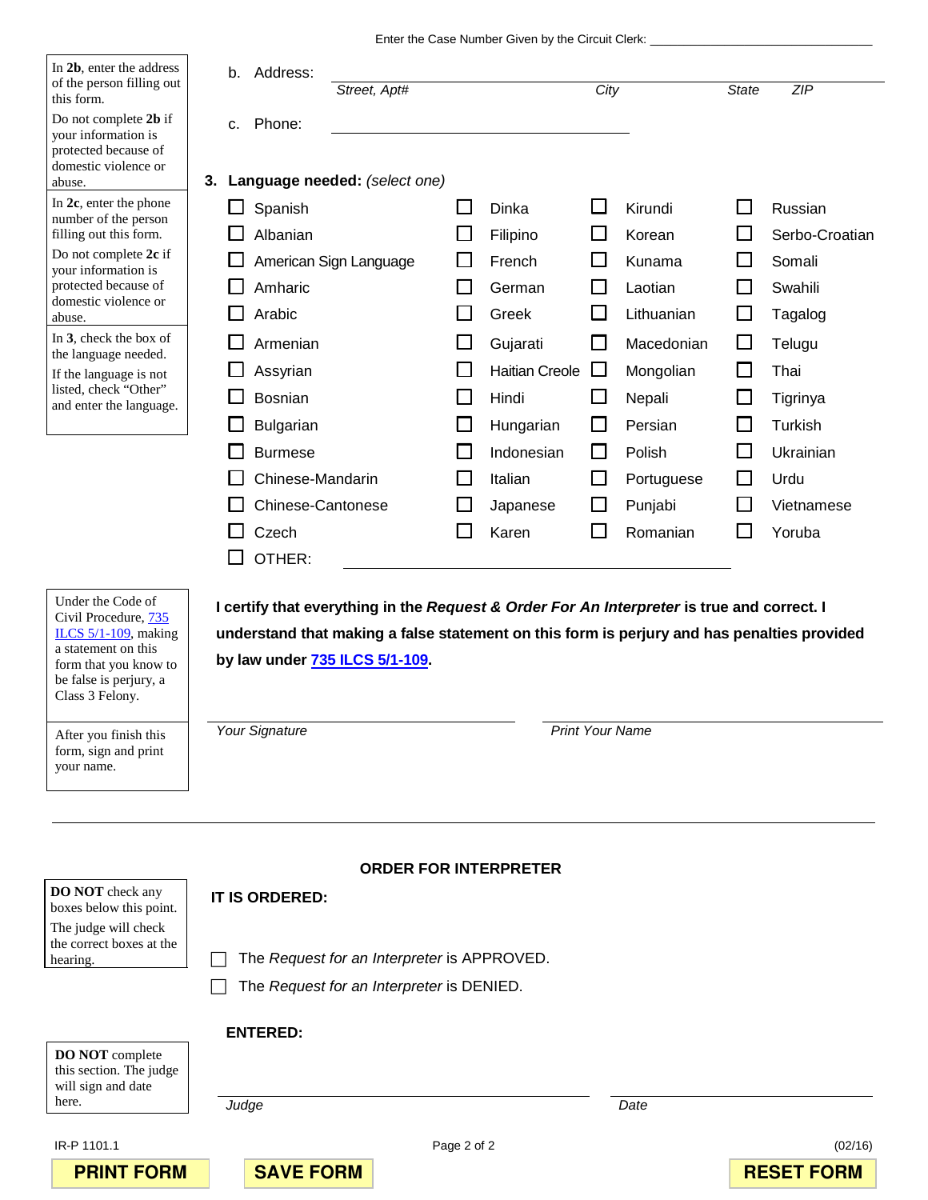Enter the Case Number Given by the Circuit Clerk: ______________________________

In **2b**, enter the address of the person filling out this form.

Do not complete **2b** if your information is protected because of domestic violence or abuse.

b. Address: ______________________________

*Street, Apt#* *City* *State* *ZIP*

In **2c**, enter the phone number of the person filling out this form.

Do not complete **2c** if your information is protected because of domestic violence or abuse.

c. Phone: ______________________________

In **3**, check the box of the language needed.

If the language is not listed, check "Other" and enter the language.

**3. Language needed:** *(select one)*

| | | | |
|---|---|---|---|
| ☐ Spanish | ☐ Dinka | ☐ Kirundi | ☐ Russian |
| ☐ Albanian | ☐ Filipino | ☐ Korean | ☐ Serbo-Croatian |
| ☐ American Sign Language | ☐ French | ☐ Kunama | ☐ Somali |
| ☐ Amharic | ☐ German | ☐ Laotian | ☐ Swahili |
| ☐ Arabic | ☐ Greek | ☐ Lithuanian | ☐ Tagalog |
| ☐ Armenian | ☐ Gujarati | ☐ Macedonian | ☐ Telugu |
| ☐ Assyrian | ☐ Haitian Creole | ☐ Mongolian | ☐ Thai |
| ☐ Bosnian | ☐ Hindi | ☐ Nepali | ☐ Tigrinya |
| ☐ Bulgarian | ☐ Hungarian | ☐ Persian | ☐ Turkish |
| ☐ Burmese | ☐ Indonesian | ☐ Polish | ☐ Ukrainian |
| ☐ Chinese-Mandarin | ☐ Italian | ☐ Portuguese | ☐ Urdu |
| ☐ Chinese-Cantonese | ☐ Japanese | ☐ Punjabi | ☐ Vietnamese |
| ☐ Czech | ☐ Karen | ☐ Romanian | ☐ Yoruba |

☐ OTHER: ______________________________

Under the Code of Civil Procedure, 735 ILCS 5/1-109, making a statement on this form that you know to be false is perjury, a Class 3 Felony.

**I certify that everything in the *Request & Order For An Interpreter* is true and correct. I understand that making a false statement on this form is perjury and has penalties provided by law under 735 ILCS 5/1-109.**

After you finish this form, sign and print your name.

______________________________ ______________________________

*Your Signature* *Print Your Name*

---

### ORDER FOR INTERPRETER

**DO NOT** check any boxes below this point.

The judge will check the correct boxes at the hearing.

**IT IS ORDERED:**

☐ The *Request for an Interpreter* is APPROVED.

☐ The *Request for an Interpreter* is DENIED.

**DO NOT** complete this section. The judge will sign and date here.

**ENTERED:**

______________________________ ______________________________

*Judge* *Date*

IR-P 1101.1 (02/16)

PRINT FORM SAVE FORM RESET FORM